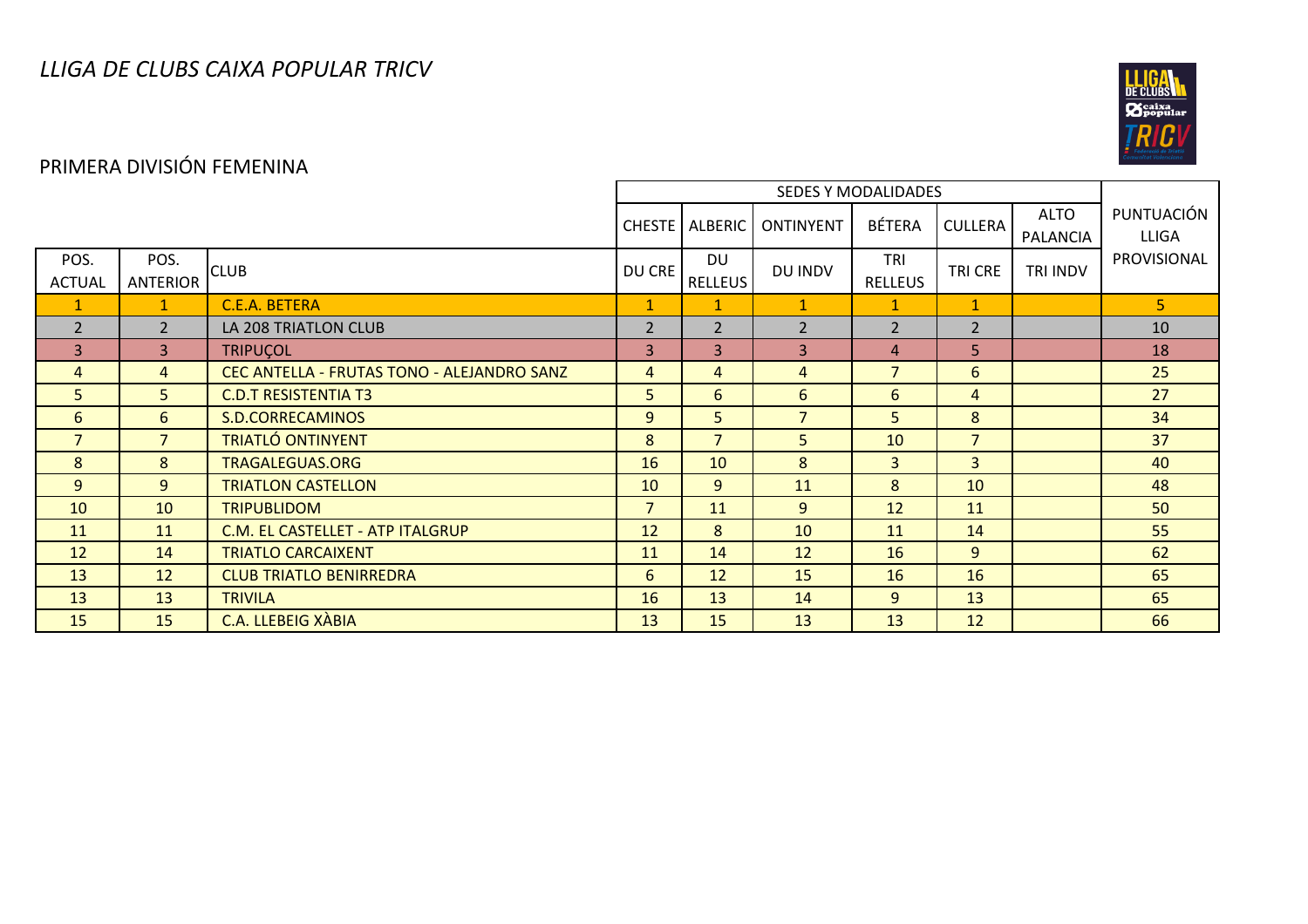*LLIGA DE CLUBS CAIXA POPULAR TRICV*

PRIMERA DIVISIÓN FEMENINA

| | | | SEDES Y MODALIDADES | | | | | | PUNTUACIÓN LLIGA PROVISIONAL |
|---|---|---|---|---|---|---|---|---|---|
| | | | CHESTE | ALBERIC | ONTINYENT | BÉTERA | CULLERA | ALTO PALANCIA | |
| POS. ACTUAL | POS. ANTERIOR | CLUB | DU CRE | DU RELLEUS | DU INDV | TRI RELLEUS | TRI CRE | TRI INDV | |
| 1 | 1 | C.E.A. BETERA | 1 | 1 | 1 | 1 | 1 | | 5 |
| 2 | 2 | LA 208 TRIATLON CLUB | 2 | 2 | 2 | 2 | 2 | | 10 |
| 3 | 3 | TRIPUÇOL | 3 | 3 | 3 | 4 | 5 | | 18 |
| 4 | 4 | CEC ANTELLA - FRUTAS TONO - ALEJANDRO SANZ | 4 | 4 | 4 | 7 | 6 | | 25 |
| 5 | 5 | C.D.T RESISTENTIA T3 | 5 | 6 | 6 | 6 | 4 | | 27 |
| 6 | 6 | S.D.CORRECAMINOS | 9 | 5 | 7 | 5 | 8 | | 34 |
| 7 | 7 | TRIATLÓ ONTINYENT | 8 | 7 | 5 | 10 | 7 | | 37 |
| 8 | 8 | TRAGALEGUAS.ORG | 16 | 10 | 8 | 3 | 3 | | 40 |
| 9 | 9 | TRIATLON CASTELLON | 10 | 9 | 11 | 8 | 10 | | 48 |
| 10 | 10 | TRIPUBLIDOM | 7 | 11 | 9 | 12 | 11 | | 50 |
| 11 | 11 | C.M. EL CASTELLET - ATP ITALGRUP | 12 | 8 | 10 | 11 | 14 | | 55 |
| 12 | 14 | TRIATLO CARCAIXENT | 11 | 14 | 12 | 16 | 9 | | 62 |
| 13 | 12 | CLUB TRIATLO BENIRREDRA | 6 | 12 | 15 | 16 | 16 | | 65 |
| 13 | 13 | TRIVILA | 16 | 13 | 14 | 9 | 13 | | 65 |
| 15 | 15 | C.A. LLEBEIG XÀBIA | 13 | 15 | 13 | 13 | 12 | | 66 |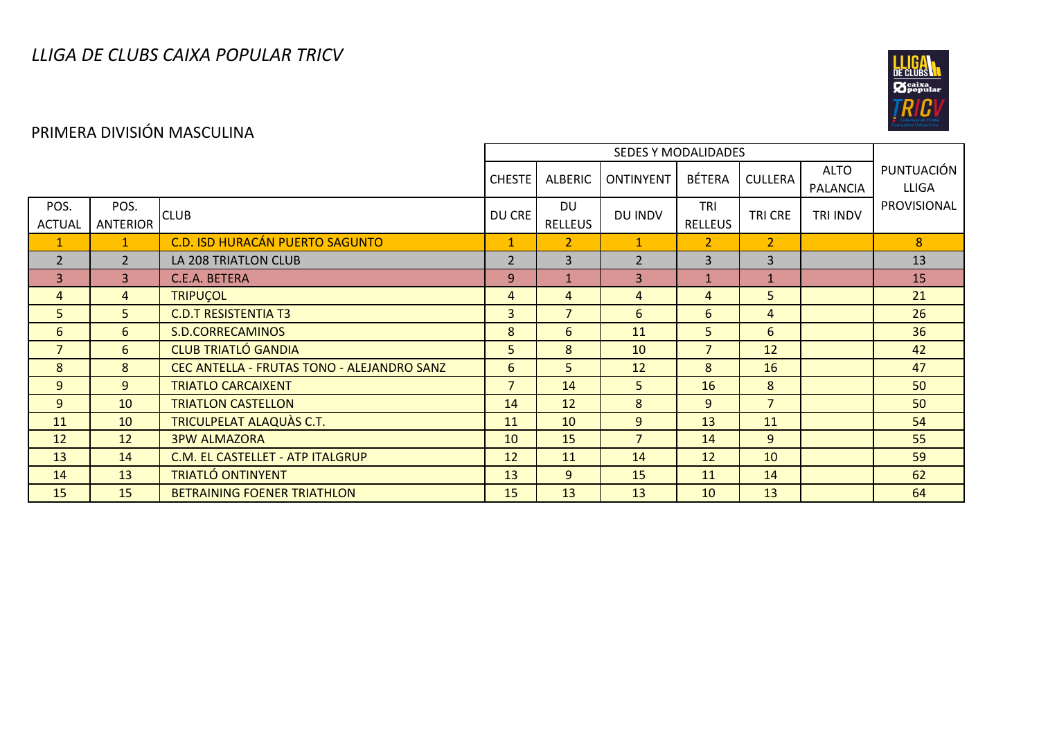# LLIGA DE CLUBS CAIXA POPULAR TRICV

## PRIMERA DIVISIÓN MASCULINA

| | | | SEDES Y MODALIDADES | | | | | | PUNTUACIÓN LLIGA PROVISIONAL |
|---|---|---|---|---|---|---|---|---|---|
| | | | CHESTE | ALBERIC | ONTINYENT | BÉTERA | CULLERA | ALTO PALANCIA | |
| POS. ACTUAL | POS. ANTERIOR | CLUB | DU CRE | DU RELLEUS | DU INDV | TRI RELLEUS | TRI CRE | TRI INDV | |
| 1 | 1 | C.D. ISD HURACÁN PUERTO SAGUNTO | 1 | 2 | 1 | 2 | 2 | | 8 |
| 2 | 2 | LA 208 TRIATLON CLUB | 2 | 3 | 2 | 3 | 3 | | 13 |
| 3 | 3 | C.E.A. BETERA | 9 | 1 | 3 | 1 | 1 | | 15 |
| 4 | 4 | TRIPUÇOL | 4 | 4 | 4 | 4 | 5 | | 21 |
| 5 | 5 | C.D.T RESISTENTIA T3 | 3 | 7 | 6 | 6 | 4 | | 26 |
| 6 | 6 | S.D.CORRECAMINOS | 8 | 6 | 11 | 5 | 6 | | 36 |
| 7 | 6 | CLUB TRIATLÓ GANDIA | 5 | 8 | 10 | 7 | 12 | | 42 |
| 8 | 8 | CEC ANTELLA - FRUTAS TONO - ALEJANDRO SANZ | 6 | 5 | 12 | 8 | 16 | | 47 |
| 9 | 9 | TRIATLO CARCAIXENT | 7 | 14 | 5 | 16 | 8 | | 50 |
| 9 | 10 | TRIATLON CASTELLON | 14 | 12 | 8 | 9 | 7 | | 50 |
| 11 | 10 | TRICULPELAT ALAQUÀS C.T. | 11 | 10 | 9 | 13 | 11 | | 54 |
| 12 | 12 | 3PW ALMAZORA | 10 | 15 | 7 | 14 | 9 | | 55 |
| 13 | 14 | C.M. EL CASTELLET - ATP ITALGRUP | 12 | 11 | 14 | 12 | 10 | | 59 |
| 14 | 13 | TRIATLÓ ONTINYENT | 13 | 9 | 15 | 11 | 14 | | 62 |
| 15 | 15 | BETRAINING FOENER TRIATHLON | 15 | 13 | 13 | 10 | 13 | | 64 |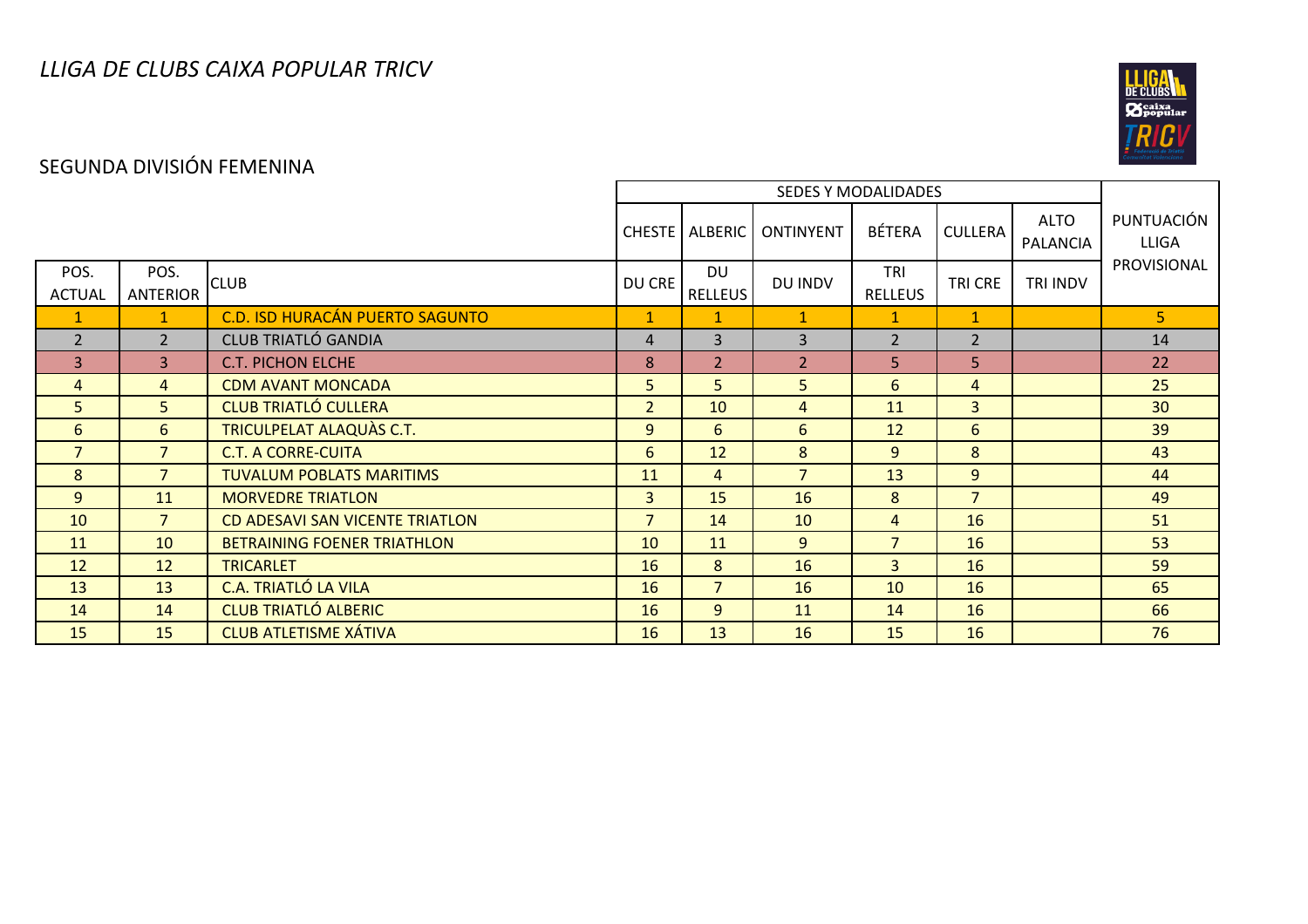# *LLIGA DE CLUBS CAIXA POPULAR TRICV*

## SEGUNDA DIVISIÓN FEMENINA

| | | | SEDES Y MODALIDADES | | | | | | PUNTUACIÓN LLIGA PROVISIONAL |
|---|---|---|---|---|---|---|---|---|---|
| | | | CHESTE | ALBERIC | ONTINYENT | BÉTERA | CULLERA | ALTO PALANCIA | |
| POS. ACTUAL | POS. ANTERIOR | CLUB | DU CRE | DU RELLEUS | DU INDV | TRI RELLEUS | TRI CRE | TRI INDV | |
| 1 | 1 | C.D. ISD HURACÁN PUERTO SAGUNTO | 1 | 1 | 1 | 1 | 1 | | 5 |
| 2 | 2 | CLUB TRIATLÓ GANDIA | 4 | 3 | 3 | 2 | 2 | | 14 |
| 3 | 3 | C.T. PICHON ELCHE | 8 | 2 | 2 | 5 | 5 | | 22 |
| 4 | 4 | CDM AVANT MONCADA | 5 | 5 | 5 | 6 | 4 | | 25 |
| 5 | 5 | CLUB TRIATLÓ CULLERA | 2 | 10 | 4 | 11 | 3 | | 30 |
| 6 | 6 | TRICULPELAT ALAQUÀS C.T. | 9 | 6 | 6 | 12 | 6 | | 39 |
| 7 | 7 | C.T. A CORRE-CUITA | 6 | 12 | 8 | 9 | 8 | | 43 |
| 8 | 7 | TUVALUM POBLATS MARITIMS | 11 | 4 | 7 | 13 | 9 | | 44 |
| 9 | 11 | MORVEDRE TRIATLON | 3 | 15 | 16 | 8 | 7 | | 49 |
| 10 | 7 | CD ADESAVI SAN VICENTE TRIATLON | 7 | 14 | 10 | 4 | 16 | | 51 |
| 11 | 10 | BETRAINING FOENER TRIATHLON | 10 | 11 | 9 | 7 | 16 | | 53 |
| 12 | 12 | TRICARLET | 16 | 8 | 16 | 3 | 16 | | 59 |
| 13 | 13 | C.A. TRIATLÓ LA VILA | 16 | 7 | 16 | 10 | 16 | | 65 |
| 14 | 14 | CLUB TRIATLÓ ALBERIC | 16 | 9 | 11 | 14 | 16 | | 66 |
| 15 | 15 | CLUB ATLETISME XÁTIVA | 16 | 13 | 16 | 15 | 16 | | 76 |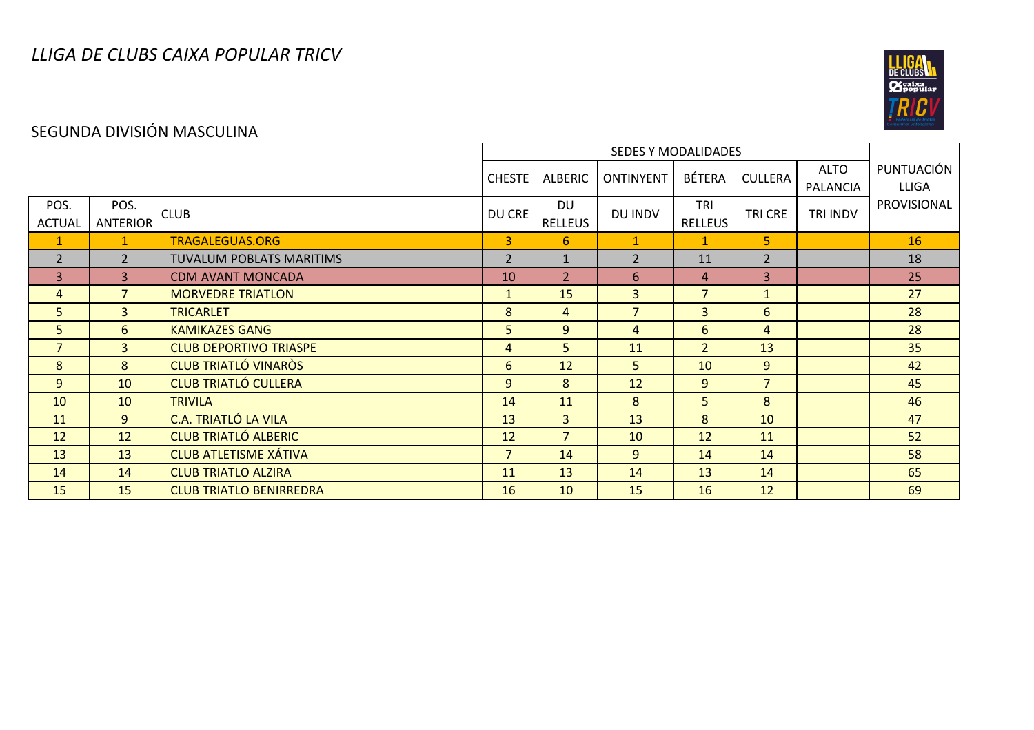*LLIGA DE CLUBS CAIXA POPULAR TRICV*

SEGUNDA DIVISIÓN MASCULINA

| | | | SEDES Y MODALIDADES | | | | | | PUNTUACIÓN LLIGA PROVISIONAL |
|---|---|---|---|---|---|---|---|---|---|
| | | | CHESTE | ALBERIC | ONTINYENT | BÉTERA | CULLERA | ALTO PALANCIA | |
| POS. ACTUAL | POS. ANTERIOR | CLUB | DU CRE | DU RELLEUS | DU INDV | TRI RELLEUS | TRI CRE | TRI INDV | |
| 1 | 1 | TRAGALEGUAS.ORG | 3 | 6 | 1 | 1 | 5 | | 16 |
| 2 | 2 | TUVALUM POBLATS MARITIMS | 2 | 1 | 2 | 11 | 2 | | 18 |
| 3 | 3 | CDM AVANT MONCADA | 10 | 2 | 6 | 4 | 3 | | 25 |
| 4 | 7 | MORVEDRE TRIATLON | 1 | 15 | 3 | 7 | 1 | | 27 |
| 5 | 3 | TRICARLET | 8 | 4 | 7 | 3 | 6 | | 28 |
| 5 | 6 | KAMIKAZES GANG | 5 | 9 | 4 | 6 | 4 | | 28 |
| 7 | 3 | CLUB DEPORTIVO TRIASPE | 4 | 5 | 11 | 2 | 13 | | 35 |
| 8 | 8 | CLUB TRIATLÓ VINARÒS | 6 | 12 | 5 | 10 | 9 | | 42 |
| 9 | 10 | CLUB TRIATLÓ CULLERA | 9 | 8 | 12 | 9 | 7 | | 45 |
| 10 | 10 | TRIVILA | 14 | 11 | 8 | 5 | 8 | | 46 |
| 11 | 9 | C.A. TRIATLÓ LA VILA | 13 | 3 | 13 | 8 | 10 | | 47 |
| 12 | 12 | CLUB TRIATLÓ ALBERIC | 12 | 7 | 10 | 12 | 11 | | 52 |
| 13 | 13 | CLUB ATLETISME XÁTIVA | 7 | 14 | 9 | 14 | 14 | | 58 |
| 14 | 14 | CLUB TRIATLO ALZIRA | 11 | 13 | 14 | 13 | 14 | | 65 |
| 15 | 15 | CLUB TRIATLO BENIRREDRA | 16 | 10 | 15 | 16 | 12 | | 69 |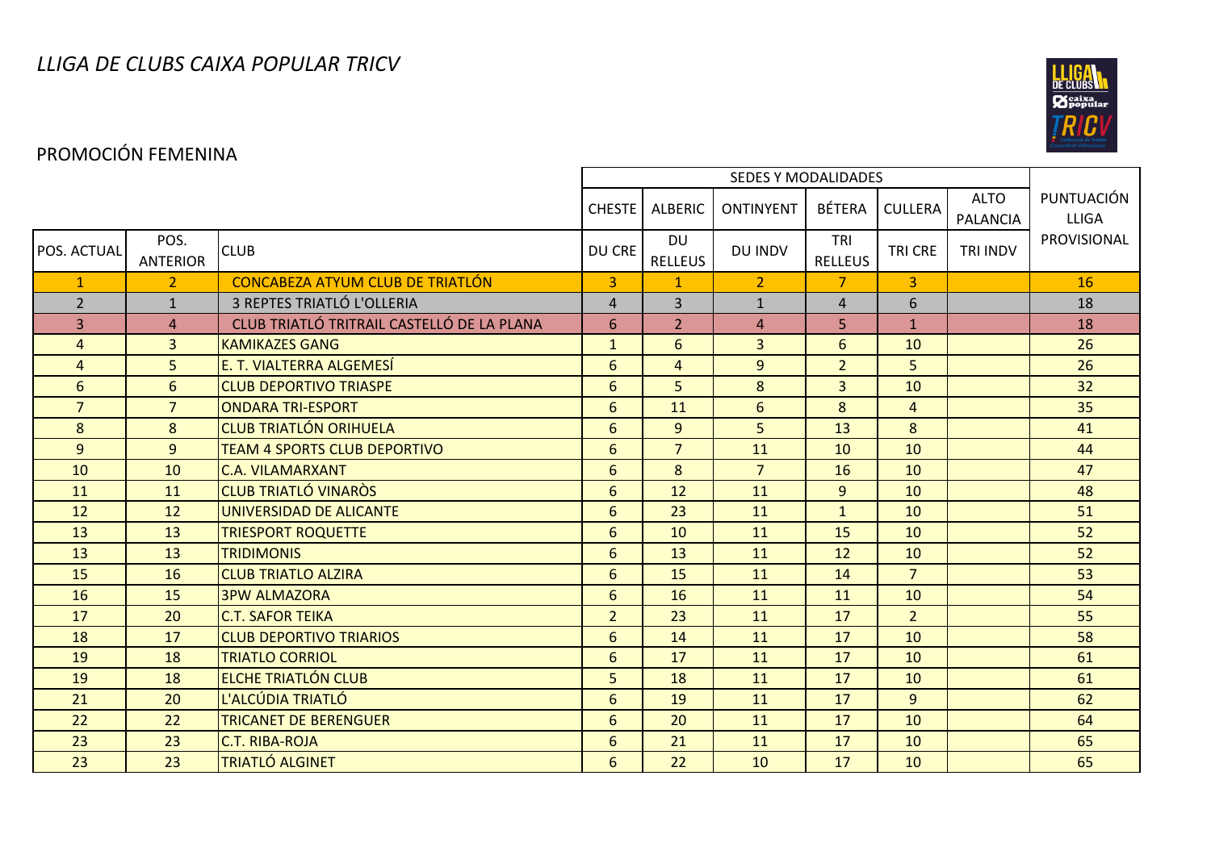# *LLIGA DE CLUBS CAIXA POPULAR TRICV*

## PROMOCIÓN FEMENINA

| | | | SEDES Y MODALIDADES | | | | | | PUNTUACIÓN LLIGA PROVISIONAL |
|---|---|---|---|---|---|---|---|---|---|
| | | | CHESTE | ALBERIC | ONTINYENT | BÉTERA | CULLERA | ALTO PALANCIA | |
| POS. ACTUAL | POS. ANTERIOR | CLUB | DU CRE | DU RELLEUS | DU INDV | TRI RELLEUS | TRI CRE | TRI INDV | |
| 1 | 2 | CONCABEZA ATYUM CLUB DE TRIATLÓN | 3 | 1 | 2 | 7 | 3 | | 16 |
| 2 | 1 | 3 REPTES TRIATLÓ L'OLLERIA | 4 | 3 | 1 | 4 | 6 | | 18 |
| 3 | 4 | CLUB TRIATLÓ TRITRAIL CASTELLÓ DE LA PLANA | 6 | 2 | 4 | 5 | 1 | | 18 |
| 4 | 3 | KAMIKAZES GANG | 1 | 6 | 3 | 6 | 10 | | 26 |
| 4 | 5 | E. T. VIALTERRA ALGEMESÍ | 6 | 4 | 9 | 2 | 5 | | 26 |
| 6 | 6 | CLUB DEPORTIVO TRIASPE | 6 | 5 | 8 | 3 | 10 | | 32 |
| 7 | 7 | ONDARA TRI-ESPORT | 6 | 11 | 6 | 8 | 4 | | 35 |
| 8 | 8 | CLUB TRIATLÓN ORIHUELA | 6 | 9 | 5 | 13 | 8 | | 41 |
| 9 | 9 | TEAM 4 SPORTS CLUB DEPORTIVO | 6 | 7 | 11 | 10 | 10 | | 44 |
| 10 | 10 | C.A. VILAMARXANT | 6 | 8 | 7 | 16 | 10 | | 47 |
| 11 | 11 | CLUB TRIATLÓ VINARÒS | 6 | 12 | 11 | 9 | 10 | | 48 |
| 12 | 12 | UNIVERSIDAD DE ALICANTE | 6 | 23 | 11 | 1 | 10 | | 51 |
| 13 | 13 | TRIESPORT ROQUETTE | 6 | 10 | 11 | 15 | 10 | | 52 |
| 13 | 13 | TRIDIMONIS | 6 | 13 | 11 | 12 | 10 | | 52 |
| 15 | 16 | CLUB TRIATLO ALZIRA | 6 | 15 | 11 | 14 | 7 | | 53 |
| 16 | 15 | 3PW ALMAZORA | 6 | 16 | 11 | 11 | 10 | | 54 |
| 17 | 20 | C.T. SAFOR TEIKA | 2 | 23 | 11 | 17 | 2 | | 55 |
| 18 | 17 | CLUB DEPORTIVO TRIARIOS | 6 | 14 | 11 | 17 | 10 | | 58 |
| 19 | 18 | TRIATLO CORRIOL | 6 | 17 | 11 | 17 | 10 | | 61 |
| 19 | 18 | ELCHE TRIATLÓN CLUB | 5 | 18 | 11 | 17 | 10 | | 61 |
| 21 | 20 | L'ALCÚDIA TRIATLÓ | 6 | 19 | 11 | 17 | 9 | | 62 |
| 22 | 22 | TRICANET DE BERENGUER | 6 | 20 | 11 | 17 | 10 | | 64 |
| 23 | 23 | C.T. RIBA-ROJA | 6 | 21 | 11 | 17 | 10 | | 65 |
| 23 | 23 | TRIATLÓ ALGINET | 6 | 22 | 10 | 17 | 10 | | 65 |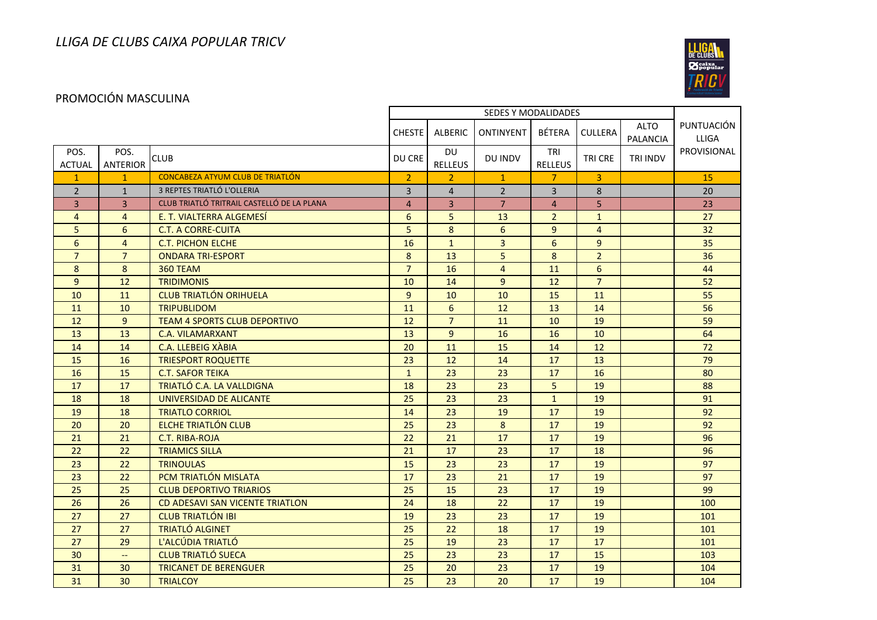# LLIGA DE CLUBS CAIXA POPULAR TRICV

## PROMOCIÓN MASCULINA

| | | | SEDES Y MODALIDADES | | | | | | |
|---|---|---|---|---|---|---|---|---|---|
| | | | CHESTE | ALBERIC | ONTINYENT | BÉTERA | CULLERA | ALTO PALANCIA | PUNTUACIÓN LLIGA PROVISIONAL |
| POS. ACTUAL | POS. ANTERIOR | CLUB | DU CRE | DU RELLEUS | DU INDV | TRI RELLEUS | TRI CRE | TRI INDV | |
| 1 | 1 | CONCABEZA ATYUM CLUB DE TRIATLÓN | 2 | 2 | 1 | 7 | 3 | | 15 |
| 2 | 1 | 3 REPTES TRIATLÓ L'OLLERIA | 3 | 4 | 2 | 3 | 8 | | 20 |
| 3 | 3 | CLUB TRIATLÓ TRITRAIL CASTELLÓ DE LA PLANA | 4 | 3 | 7 | 4 | 5 | | 23 |
| 4 | 4 | E. T. VIALTERRA ALGEMESÍ | 6 | 5 | 13 | 2 | 1 | | 27 |
| 5 | 6 | C.T. A CORRE-CUITA | 5 | 8 | 6 | 9 | 4 | | 32 |
| 6 | 4 | C.T. PICHON ELCHE | 16 | 1 | 3 | 6 | 9 | | 35 |
| 7 | 7 | ONDARA TRI-ESPORT | 8 | 13 | 5 | 8 | 2 | | 36 |
| 8 | 8 | 360 TEAM | 7 | 16 | 4 | 11 | 6 | | 44 |
| 9 | 12 | TRIDIMONIS | 10 | 14 | 9 | 12 | 7 | | 52 |
| 10 | 11 | CLUB TRIATLÓN ORIHUELA | 9 | 10 | 10 | 15 | 11 | | 55 |
| 11 | 10 | TRIPUBLIDOM | 11 | 6 | 12 | 13 | 14 | | 56 |
| 12 | 9 | TEAM 4 SPORTS CLUB DEPORTIVO | 12 | 7 | 11 | 10 | 19 | | 59 |
| 13 | 13 | C.A. VILAMARXANT | 13 | 9 | 16 | 16 | 10 | | 64 |
| 14 | 14 | C.A. LLEBEIG XÀBIA | 20 | 11 | 15 | 14 | 12 | | 72 |
| 15 | 16 | TRIESPORT ROQUETTE | 23 | 12 | 14 | 17 | 13 | | 79 |
| 16 | 15 | C.T. SAFOR TEIKA | 1 | 23 | 23 | 17 | 16 | | 80 |
| 17 | 17 | TRIATLÓ C.A. LA VALLDIGNA | 18 | 23 | 23 | 5 | 19 | | 88 |
| 18 | 18 | UNIVERSIDAD DE ALICANTE | 25 | 23 | 23 | 1 | 19 | | 91 |
| 19 | 18 | TRIATLO CORRIOL | 14 | 23 | 19 | 17 | 19 | | 92 |
| 20 | 20 | ELCHE TRIATLÓN CLUB | 25 | 23 | 8 | 17 | 19 | | 92 |
| 21 | 21 | C.T. RIBA-ROJA | 22 | 21 | 17 | 17 | 19 | | 96 |
| 22 | 22 | TRIAMICS SILLA | 21 | 17 | 23 | 17 | 18 | | 96 |
| 23 | 22 | TRINOULAS | 15 | 23 | 23 | 17 | 19 | | 97 |
| 23 | 22 | PCM TRIATLÓN MISLATA | 17 | 23 | 21 | 17 | 19 | | 97 |
| 25 | 25 | CLUB DEPORTIVO TRIARIOS | 25 | 15 | 23 | 17 | 19 | | 99 |
| 26 | 26 | CD ADESAVI SAN VICENTE TRIATLON | 24 | 18 | 22 | 17 | 19 | | 100 |
| 27 | 27 | CLUB TRIATLÓN IBI | 19 | 23 | 23 | 17 | 19 | | 101 |
| 27 | 27 | TRIATLÓ ALGINET | 25 | 22 | 18 | 17 | 19 | | 101 |
| 27 | 29 | L'ALCÚDIA TRIATLÓ | 25 | 19 | 23 | 17 | 17 | | 101 |
| 30 | -- | CLUB TRIATLÓ SUECA | 25 | 23 | 23 | 17 | 15 | | 103 |
| 31 | 30 | TRICANET DE BERENGUER | 25 | 20 | 23 | 17 | 19 | | 104 |
| 31 | 30 | TRIALCOY | 25 | 23 | 20 | 17 | 19 | | 104 |